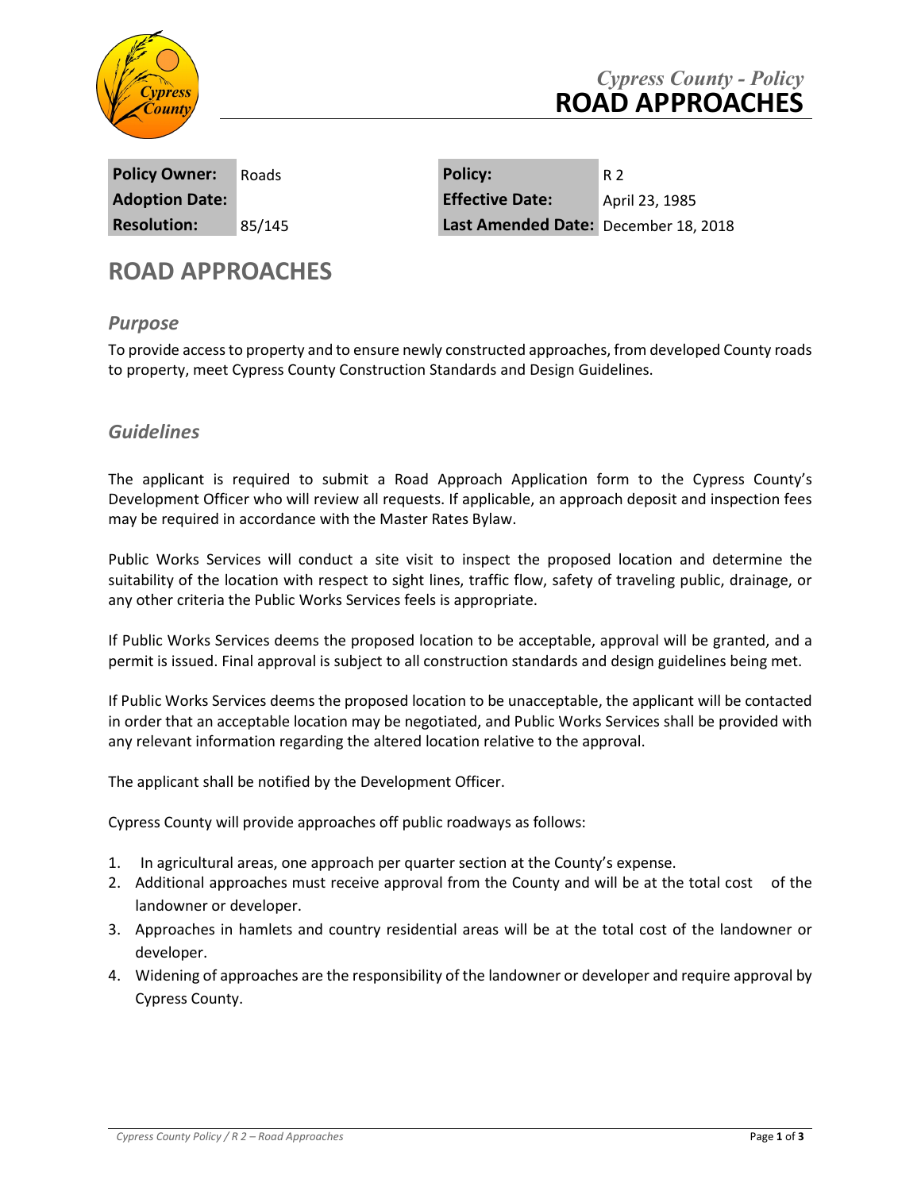# Cypress County - Policy
# ROAD APPROACHES

| Policy Owner: | Roads | Policy: | R 2 |
|---|---|---|---|
| Adoption Date: | | Effective Date: | April 23, 1985 |
| Resolution: | 85/145 | Last Amended Date: | December 18, 2018 |

## ROAD APPROACHES

### *Purpose*

To provide access to property and to ensure newly constructed approaches, from developed County roads to property, meet Cypress County Construction Standards and Design Guidelines.

### *Guidelines*

The applicant is required to submit a Road Approach Application form to the Cypress County's Development Officer who will review all requests. If applicable, an approach deposit and inspection fees may be required in accordance with the Master Rates Bylaw.

Public Works Services will conduct a site visit to inspect the proposed location and determine the suitability of the location with respect to sight lines, traffic flow, safety of traveling public, drainage, or any other criteria the Public Works Services feels is appropriate.

If Public Works Services deems the proposed location to be acceptable, approval will be granted, and a permit is issued. Final approval is subject to all construction standards and design guidelines being met.

If Public Works Services deems the proposed location to be unacceptable, the applicant will be contacted in order that an acceptable location may be negotiated, and Public Works Services shall be provided with any relevant information regarding the altered location relative to the approval.

The applicant shall be notified by the Development Officer.

Cypress County will provide approaches off public roadways as follows:

1. In agricultural areas, one approach per quarter section at the County's expense.
2. Additional approaches must receive approval from the County and will be at the total cost of the landowner or developer.
3. Approaches in hamlets and country residential areas will be at the total cost of the landowner or developer.
4. Widening of approaches are the responsibility of the landowner or developer and require approval by Cypress County.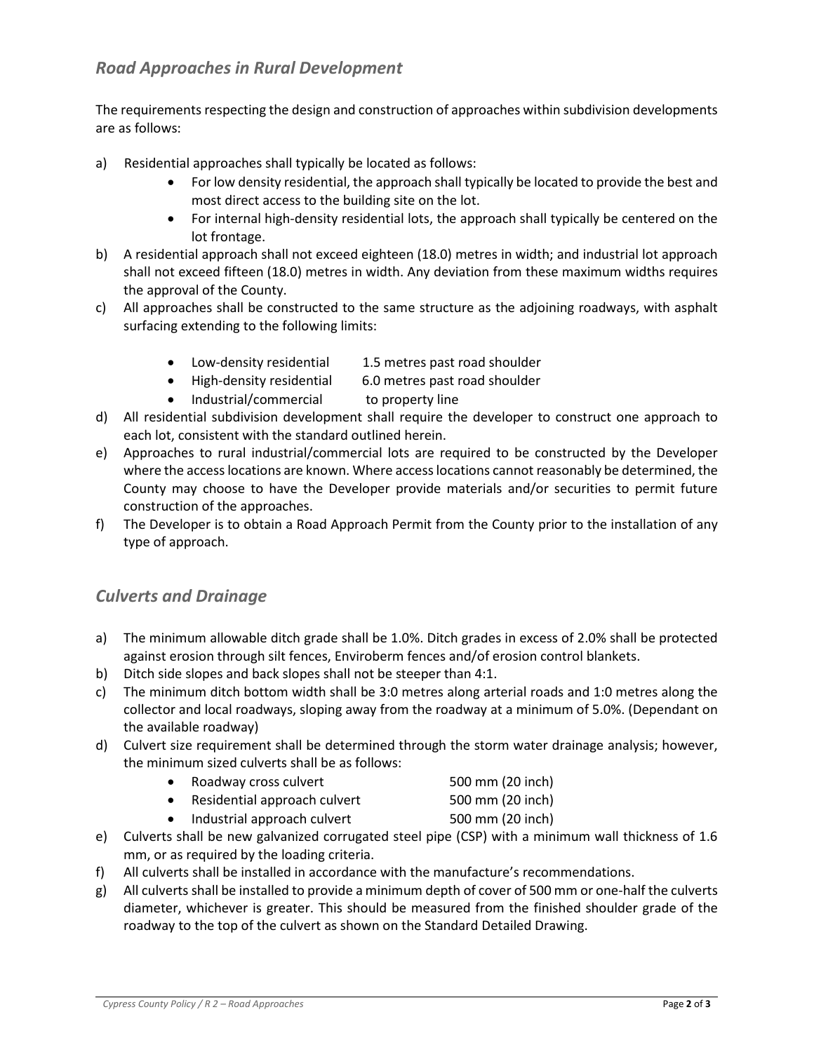## *Road Approaches in Rural Development*

The requirements respecting the design and construction of approaches within subdivision developments are as follows:

a) Residential approaches shall typically be located as follows:
   - For low density residential, the approach shall typically be located to provide the best and most direct access to the building site on the lot.
   - For internal high-density residential lots, the approach shall typically be centered on the lot frontage.

b) A residential approach shall not exceed eighteen (18.0) metres in width; and industrial lot approach shall not exceed fifteen (18.0) metres in width. Any deviation from these maximum widths requires the approval of the County.

c) All approaches shall be constructed to the same structure as the adjoining roadways, with asphalt surfacing extending to the following limits:
   - Low-density residential 1.5 metres past road shoulder
   - High-density residential 6.0 metres past road shoulder
   - Industrial/commercial to property line

d) All residential subdivision development shall require the developer to construct one approach to each lot, consistent with the standard outlined herein.

e) Approaches to rural industrial/commercial lots are required to be constructed by the Developer where the access locations are known. Where access locations cannot reasonably be determined, the County may choose to have the Developer provide materials and/or securities to permit future construction of the approaches.

f) The Developer is to obtain a Road Approach Permit from the County prior to the installation of any type of approach.

## *Culverts and Drainage*

a) The minimum allowable ditch grade shall be 1.0%. Ditch grades in excess of 2.0% shall be protected against erosion through silt fences, Enviroberm fences and/of erosion control blankets.

b) Ditch side slopes and back slopes shall not be steeper than 4:1.

c) The minimum ditch bottom width shall be 3:0 metres along arterial roads and 1:0 metres along the collector and local roadways, sloping away from the roadway at a minimum of 5.0%. (Dependant on the available roadway)

d) Culvert size requirement shall be determined through the storm water drainage analysis; however, the minimum sized culverts shall be as follows:
   - Roadway cross culvert 500 mm (20 inch)
   - Residential approach culvert 500 mm (20 inch)
   - Industrial approach culvert 500 mm (20 inch)

e) Culverts shall be new galvanized corrugated steel pipe (CSP) with a minimum wall thickness of 1.6 mm, or as required by the loading criteria.

f) All culverts shall be installed in accordance with the manufacture's recommendations.

g) All culverts shall be installed to provide a minimum depth of cover of 500 mm or one-half the culverts diameter, whichever is greater. This should be measured from the finished shoulder grade of the roadway to the top of the culvert as shown on the Standard Detailed Drawing.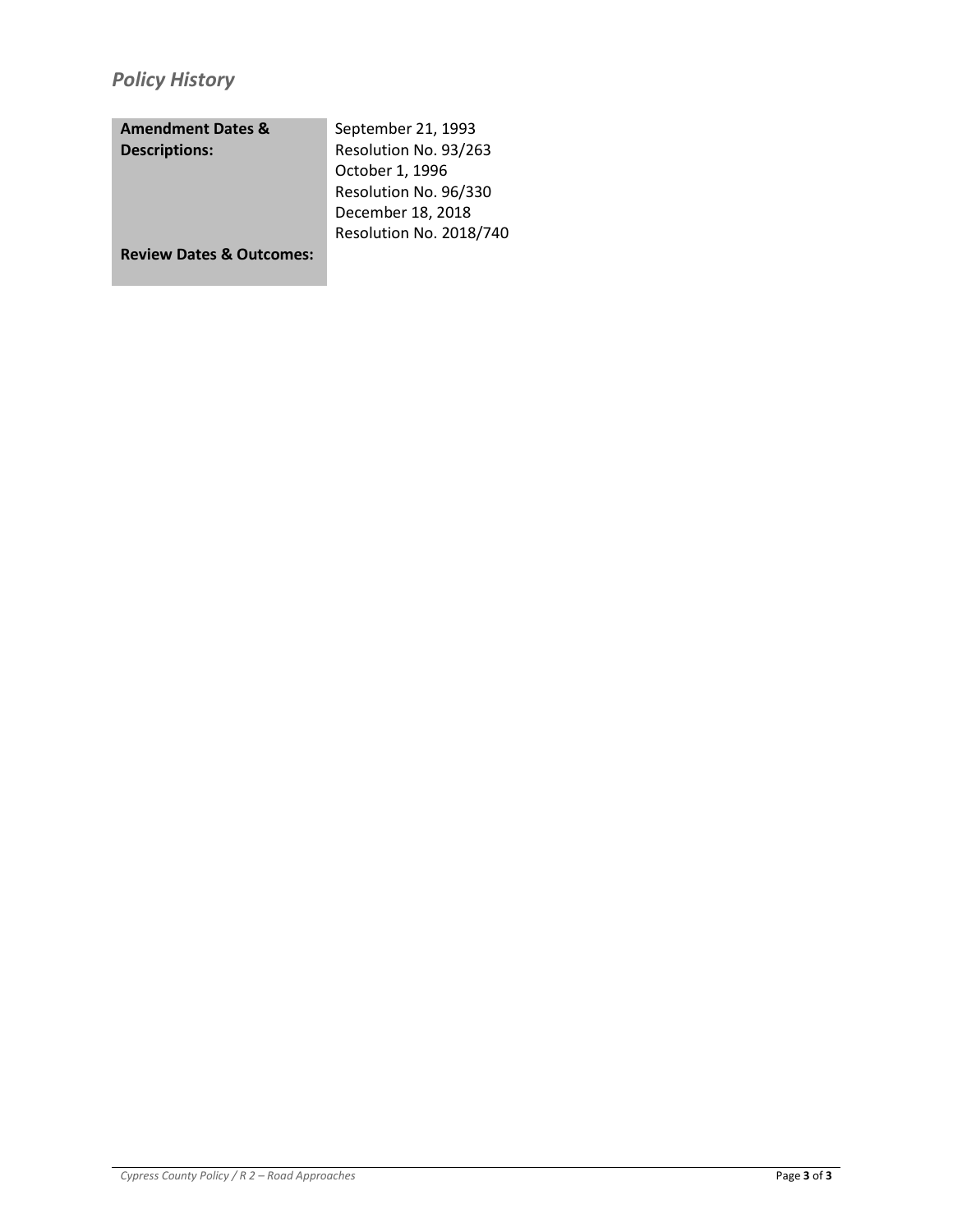## *Policy History*

| | |
|---|---|
| **Amendment Dates & Descriptions:** | September 21, 1993<br>Resolution No. 93/263<br>October 1, 1996<br>Resolution No. 96/330<br>December 18, 2018<br>Resolution No. 2018/740 |
| **Review Dates & Outcomes:** | |